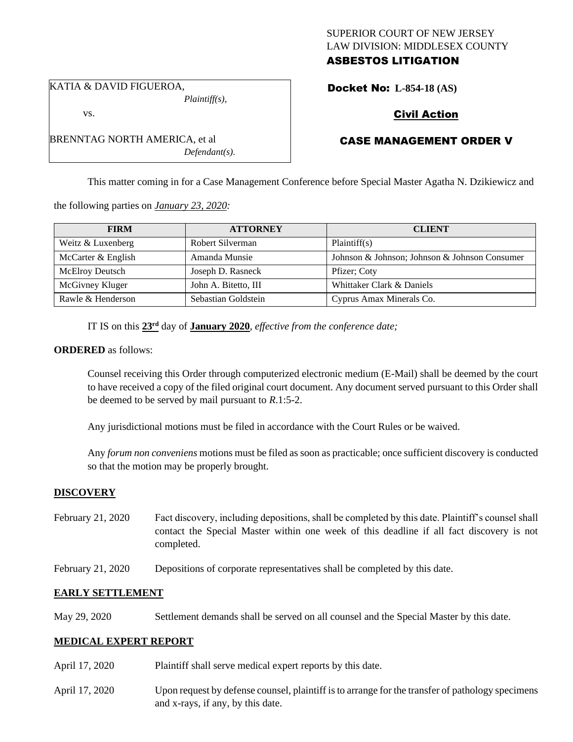SUPERIOR COURT OF NEW JERSEY
LAW DIVISION: MIDDLESEX COUNTY
**ASBESTOS LITIGATION**

KATIA & DAVID FIGUEROA,
*Plaintiff(s),*

vs.

BRENNTAG NORTH AMERICA, et al
*Defendant(s).*

**Docket No: L-854-18 (AS)**

**Civil Action**

**CASE MANAGEMENT ORDER V**

This matter coming in for a Case Management Conference before Special Master Agatha N. Dzikiewicz and the following parties on *January 23, 2020:*

| FIRM | ATTORNEY | CLIENT |
|---|---|---|
| Weitz & Luxenberg | Robert Silverman | Plaintiff(s) |
| McCarter & English | Amanda Munsie | Johnson & Johnson; Johnson & Johnson Consumer |
| McElroy Deutsch | Joseph D. Rasneck | Pfizer; Coty |
| McGivney Kluger | John A. Bitetto, III | Whittaker Clark & Daniels |
| Rawle & Henderson | Sebastian Goldstein | Cyprus Amax Minerals Co. |

IT IS on this **23rd** day of **January 2020**, *effective from the conference date;*

**ORDERED** as follows:

Counsel receiving this Order through computerized electronic medium (E-Mail) shall be deemed by the court to have received a copy of the filed original court document. Any document served pursuant to this Order shall be deemed to be served by mail pursuant to *R*.1:5-2.

Any jurisdictional motions must be filed in accordance with the Court Rules or be waived.

Any *forum non conveniens* motions must be filed as soon as practicable; once sufficient discovery is conducted so that the motion may be properly brought.

**DISCOVERY**

February 21, 2020 Fact discovery, including depositions, shall be completed by this date. Plaintiff's counsel shall contact the Special Master within one week of this deadline if all fact discovery is not completed.

February 21, 2020 Depositions of corporate representatives shall be completed by this date.

**EARLY SETTLEMENT**

May 29, 2020 Settlement demands shall be served on all counsel and the Special Master by this date.

**MEDICAL EXPERT REPORT**

April 17, 2020 Plaintiff shall serve medical expert reports by this date.

April 17, 2020 Upon request by defense counsel, plaintiff is to arrange for the transfer of pathology specimens and x-rays, if any, by this date.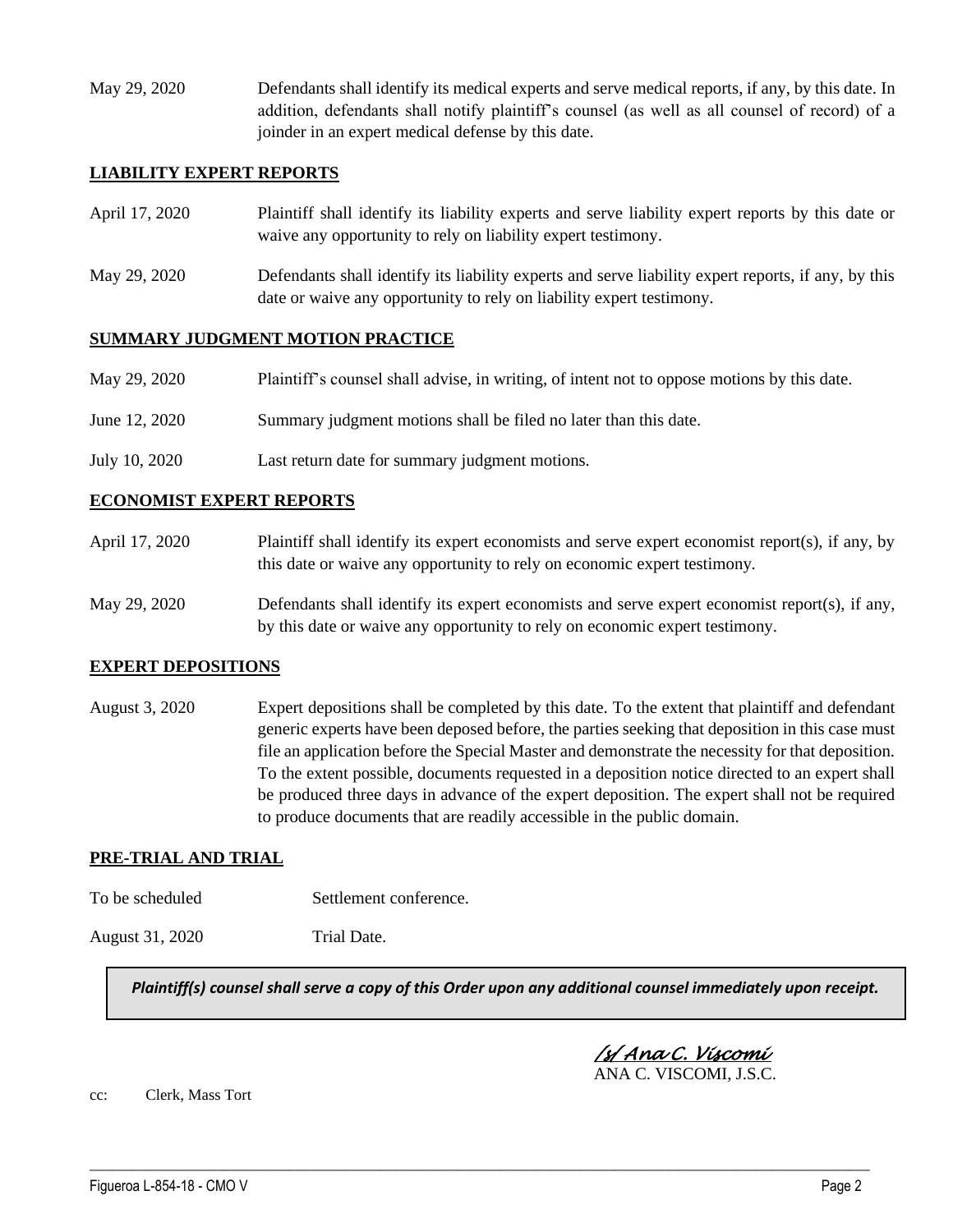| | |
|---|---|
| May 29, 2020 | Defendants shall identify its medical experts and serve medical reports, if any, by this date. In addition, defendants shall notify plaintiff's counsel (as well as all counsel of record) of a joinder in an expert medical defense by this date. |

## LIABILITY EXPERT REPORTS

| | |
|---|---|
| April 17, 2020 | Plaintiff shall identify its liability experts and serve liability expert reports by this date or waive any opportunity to rely on liability expert testimony. |
| May 29, 2020 | Defendants shall identify its liability experts and serve liability expert reports, if any, by this date or waive any opportunity to rely on liability expert testimony. |

## SUMMARY JUDGMENT MOTION PRACTICE

| | |
|---|---|
| May 29, 2020 | Plaintiff's counsel shall advise, in writing, of intent not to oppose motions by this date. |
| June 12, 2020 | Summary judgment motions shall be filed no later than this date. |
| July 10, 2020 | Last return date for summary judgment motions. |

## ECONOMIST EXPERT REPORTS

| | |
|---|---|
| April 17, 2020 | Plaintiff shall identify its expert economists and serve expert economist report(s), if any, by this date or waive any opportunity to rely on economic expert testimony. |
| May 29, 2020 | Defendants shall identify its expert economists and serve expert economist report(s), if any, by this date or waive any opportunity to rely on economic expert testimony. |

## EXPERT DEPOSITIONS

| | |
|---|---|
| August 3, 2020 | Expert depositions shall be completed by this date. To the extent that plaintiff and defendant generic experts have been deposed before, the parties seeking that deposition in this case must file an application before the Special Master and demonstrate the necessity for that deposition. To the extent possible, documents requested in a deposition notice directed to an expert shall be produced three days in advance of the expert deposition. The expert shall not be required to produce documents that are readily accessible in the public domain. |

## PRE-TRIAL AND TRIAL

| | |
|---|---|
| To be scheduled | Settlement conference. |
| August 31, 2020 | Trial Date. |

***Plaintiff(s) counsel shall serve a copy of this Order upon any additional counsel immediately upon receipt.***

*/s/ Ana C. Viscomi*
ANA C. VISCOMI, J.S.C.

cc: Clerk, Mass Tort